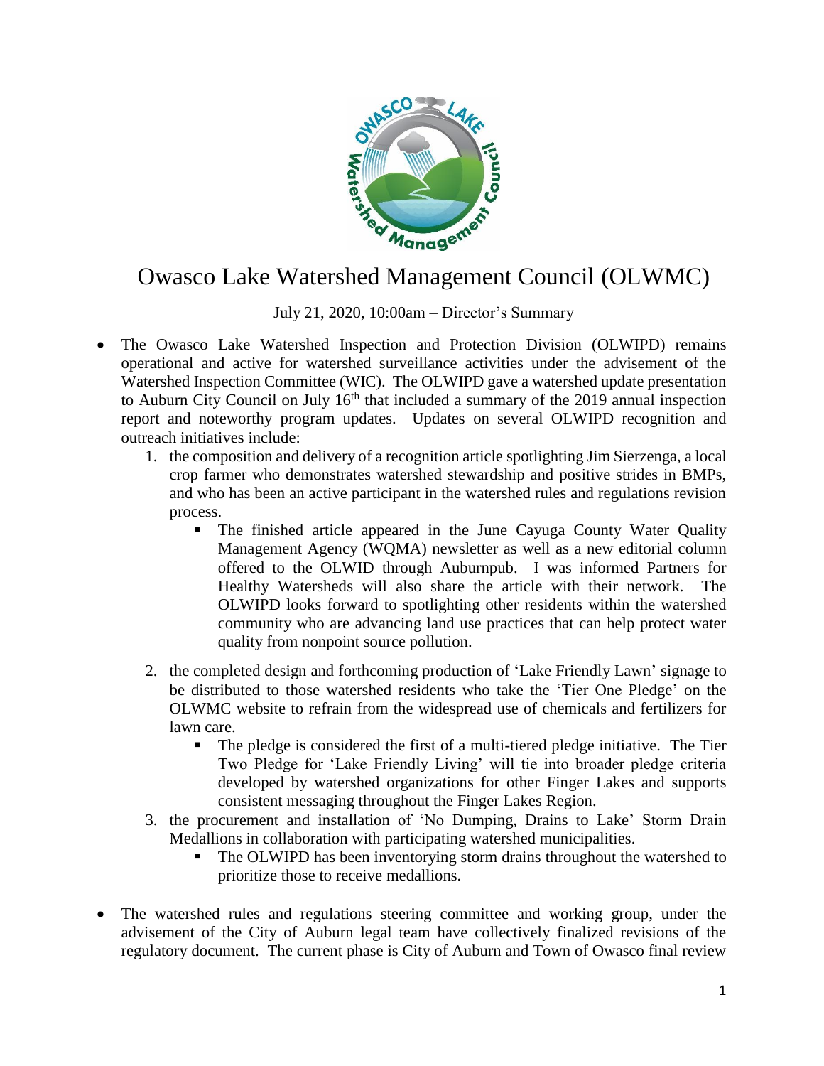# Owasco Lake Watershed Management Council (OLWMC)

July 21, 2020, 10:00am – Director's Summary

- The Owasco Lake Watershed Inspection and Protection Division (OLWIPD) remains operational and active for watershed surveillance activities under the advisement of the Watershed Inspection Committee (WIC). The OLWIPD gave a watershed update presentation to Auburn City Council on July 16th that included a summary of the 2019 annual inspection report and noteworthy program updates. Updates on several OLWIPD recognition and outreach initiatives include:
  1. the composition and delivery of a recognition article spotlighting Jim Sierzenga, a local crop farmer who demonstrates watershed stewardship and positive strides in BMPs, and who has been an active participant in the watershed rules and regulations revision process.
     - The finished article appeared in the June Cayuga County Water Quality Management Agency (WQMA) newsletter as well as a new editorial column offered to the OLWID through Auburnpub. I was informed Partners for Healthy Watersheds will also share the article with their network. The OLWIPD looks forward to spotlighting other residents within the watershed community who are advancing land use practices that can help protect water quality from nonpoint source pollution.
  2. the completed design and forthcoming production of 'Lake Friendly Lawn' signage to be distributed to those watershed residents who take the 'Tier One Pledge' on the OLWMC website to refrain from the widespread use of chemicals and fertilizers for lawn care.
     - The pledge is considered the first of a multi-tiered pledge initiative. The Tier Two Pledge for 'Lake Friendly Living' will tie into broader pledge criteria developed by watershed organizations for other Finger Lakes and supports consistent messaging throughout the Finger Lakes Region.
  3. the procurement and installation of 'No Dumping, Drains to Lake' Storm Drain Medallions in collaboration with participating watershed municipalities.
     - The OLWIPD has been inventorying storm drains throughout the watershed to prioritize those to receive medallions.

- The watershed rules and regulations steering committee and working group, under the advisement of the City of Auburn legal team have collectively finalized revisions of the regulatory document. The current phase is City of Auburn and Town of Owasco final review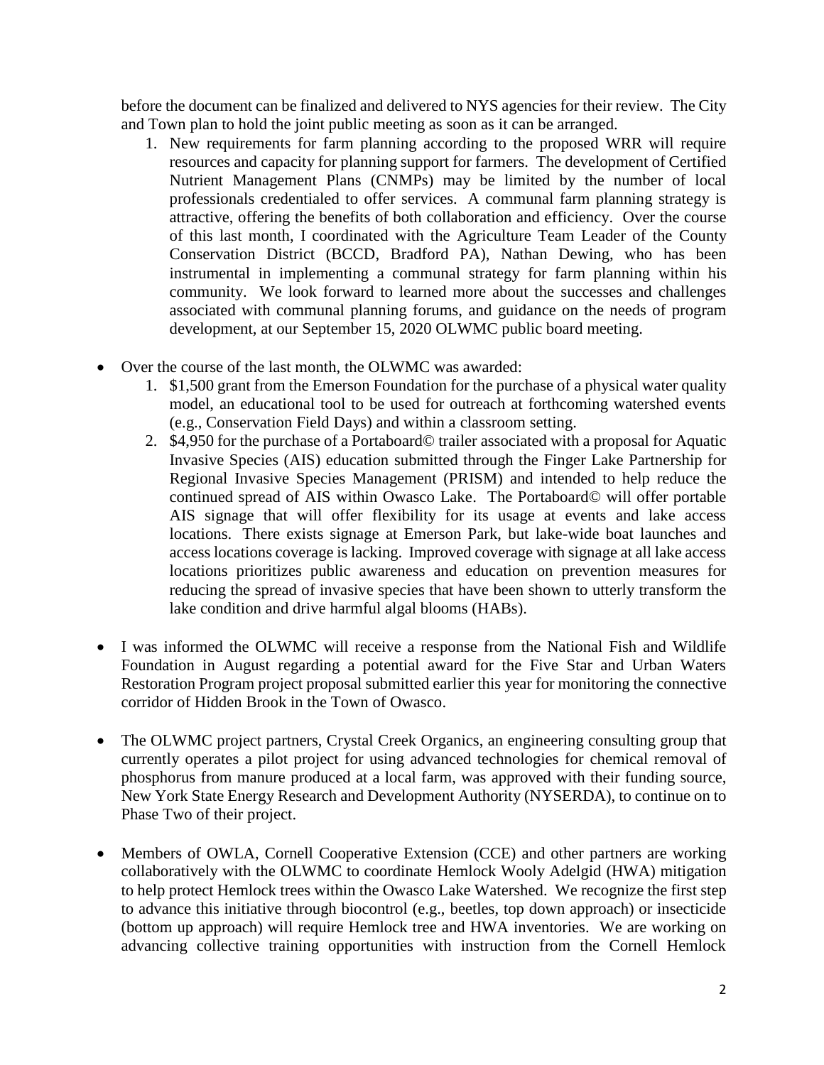before the document can be finalized and delivered to NYS agencies for their review. The City and Town plan to hold the joint public meeting as soon as it can be arranged.

1. New requirements for farm planning according to the proposed WRR will require resources and capacity for planning support for farmers. The development of Certified Nutrient Management Plans (CNMPs) may be limited by the number of local professionals credentialed to offer services. A communal farm planning strategy is attractive, offering the benefits of both collaboration and efficiency. Over the course of this last month, I coordinated with the Agriculture Team Leader of the County Conservation District (BCCD, Bradford PA), Nathan Dewing, who has been instrumental in implementing a communal strategy for farm planning within his community. We look forward to learned more about the successes and challenges associated with communal planning forums, and guidance on the needs of program development, at our September 15, 2020 OLWMC public board meeting.

- Over the course of the last month, the OLWMC was awarded:
  1. $1,500 grant from the Emerson Foundation for the purchase of a physical water quality model, an educational tool to be used for outreach at forthcoming watershed events (e.g., Conservation Field Days) and within a classroom setting.
  2. $4,950 for the purchase of a Portaboard© trailer associated with a proposal for Aquatic Invasive Species (AIS) education submitted through the Finger Lake Partnership for Regional Invasive Species Management (PRISM) and intended to help reduce the continued spread of AIS within Owasco Lake. The Portaboard© will offer portable AIS signage that will offer flexibility for its usage at events and lake access locations. There exists signage at Emerson Park, but lake-wide boat launches and access locations coverage is lacking. Improved coverage with signage at all lake access locations prioritizes public awareness and education on prevention measures for reducing the spread of invasive species that have been shown to utterly transform the lake condition and drive harmful algal blooms (HABs).

- I was informed the OLWMC will receive a response from the National Fish and Wildlife Foundation in August regarding a potential award for the Five Star and Urban Waters Restoration Program project proposal submitted earlier this year for monitoring the connective corridor of Hidden Brook in the Town of Owasco.

- The OLWMC project partners, Crystal Creek Organics, an engineering consulting group that currently operates a pilot project for using advanced technologies for chemical removal of phosphorus from manure produced at a local farm, was approved with their funding source, New York State Energy Research and Development Authority (NYSERDA), to continue on to Phase Two of their project.

- Members of OWLA, Cornell Cooperative Extension (CCE) and other partners are working collaboratively with the OLWMC to coordinate Hemlock Wooly Adelgid (HWA) mitigation to help protect Hemlock trees within the Owasco Lake Watershed. We recognize the first step to advance this initiative through biocontrol (e.g., beetles, top down approach) or insecticide (bottom up approach) will require Hemlock tree and HWA inventories. We are working on advancing collective training opportunities with instruction from the Cornell Hemlock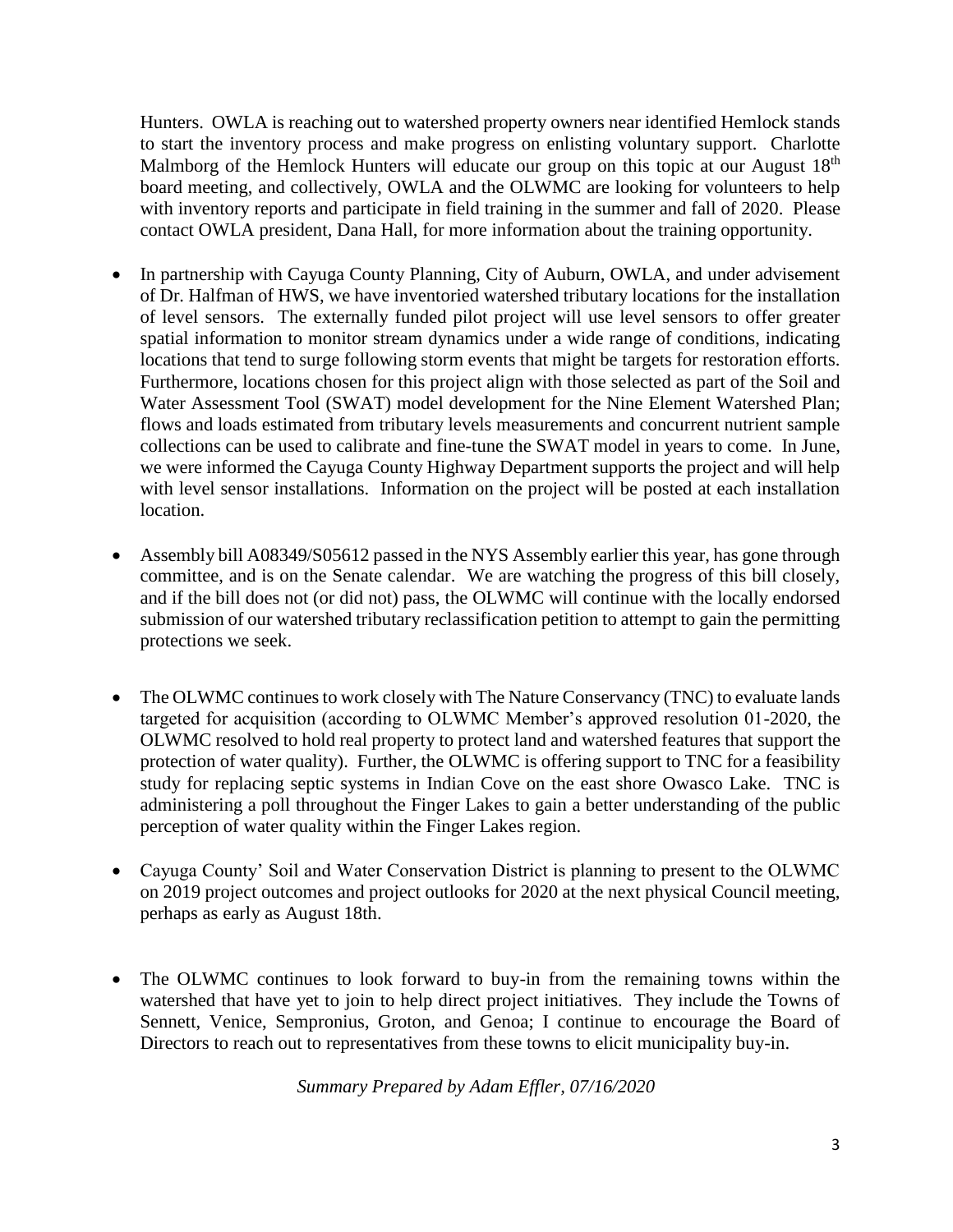Hunters. OWLA is reaching out to watershed property owners near identified Hemlock stands to start the inventory process and make progress on enlisting voluntary support. Charlotte Malmborg of the Hemlock Hunters will educate our group on this topic at our August 18th board meeting, and collectively, OWLA and the OLWMC are looking for volunteers to help with inventory reports and participate in field training in the summer and fall of 2020. Please contact OWLA president, Dana Hall, for more information about the training opportunity.

- In partnership with Cayuga County Planning, City of Auburn, OWLA, and under advisement of Dr. Halfman of HWS, we have inventoried watershed tributary locations for the installation of level sensors. The externally funded pilot project will use level sensors to offer greater spatial information to monitor stream dynamics under a wide range of conditions, indicating locations that tend to surge following storm events that might be targets for restoration efforts. Furthermore, locations chosen for this project align with those selected as part of the Soil and Water Assessment Tool (SWAT) model development for the Nine Element Watershed Plan; flows and loads estimated from tributary levels measurements and concurrent nutrient sample collections can be used to calibrate and fine-tune the SWAT model in years to come. In June, we were informed the Cayuga County Highway Department supports the project and will help with level sensor installations. Information on the project will be posted at each installation location.

- Assembly bill A08349/S05612 passed in the NYS Assembly earlier this year, has gone through committee, and is on the Senate calendar. We are watching the progress of this bill closely, and if the bill does not (or did not) pass, the OLWMC will continue with the locally endorsed submission of our watershed tributary reclassification petition to attempt to gain the permitting protections we seek.

- The OLWMC continues to work closely with The Nature Conservancy (TNC) to evaluate lands targeted for acquisition (according to OLWMC Member's approved resolution 01-2020, the OLWMC resolved to hold real property to protect land and watershed features that support the protection of water quality). Further, the OLWMC is offering support to TNC for a feasibility study for replacing septic systems in Indian Cove on the east shore Owasco Lake. TNC is administering a poll throughout the Finger Lakes to gain a better understanding of the public perception of water quality within the Finger Lakes region.

- Cayuga County' Soil and Water Conservation District is planning to present to the OLWMC on 2019 project outcomes and project outlooks for 2020 at the next physical Council meeting, perhaps as early as August 18th.

- The OLWMC continues to look forward to buy-in from the remaining towns within the watershed that have yet to join to help direct project initiatives. They include the Towns of Sennett, Venice, Sempronius, Groton, and Genoa; I continue to encourage the Board of Directors to reach out to representatives from these towns to elicit municipality buy-in.

*Summary Prepared by Adam Effler, 07/16/2020*